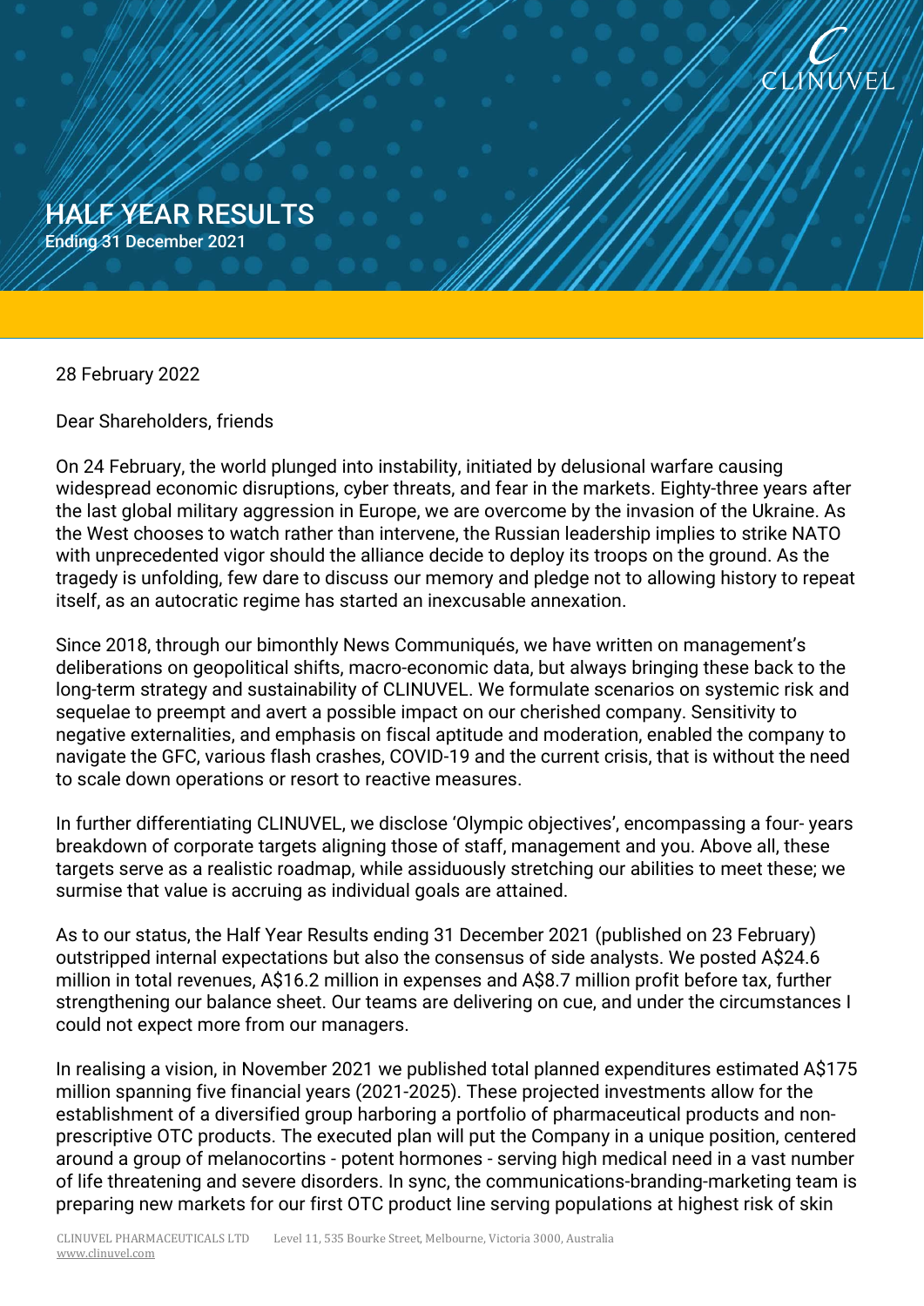# HALF YEAR RESULTS

Ending 31 December 2021

28 February 2022

Dear Shareholders, friends

On 24 February, the world plunged into instability, initiated by delusional warfare causing widespread economic disruptions, cyber threats, and fear in the markets. Eighty-three years after the last global military aggression in Europe, we are overcome by the invasion of the Ukraine. As the West chooses to watch rather than intervene, the Russian leadership implies to strike NATO with unprecedented vigor should the alliance decide to deploy its troops on the ground. As the tragedy is unfolding, few dare to discuss our memory and pledge not to allowing history to repeat itself, as an autocratic regime has started an inexcusable annexation.

Since 2018, through our bimonthly News Communiqués, we have written on management's deliberations on geopolitical shifts, macro-economic data, but always bringing these back to the long-term strategy and sustainability of CLINUVEL. We formulate scenarios on systemic risk and sequelae to preempt and avert a possible impact on our cherished company. Sensitivity to negative externalities, and emphasis on fiscal aptitude and moderation, enabled the company to navigate the GFC, various flash crashes, COVID-19 and the current crisis, that is without the need to scale down operations or resort to reactive measures.

In further differentiating CLINUVEL, we disclose 'Olympic objectives', encompassing a four- years breakdown of corporate targets aligning those of staff, management and you. Above all, these targets serve as a realistic roadmap, while assiduously stretching our abilities to meet these; we surmise that value is accruing as individual goals are attained.

As to our status, the Half Year Results ending 31 December 2021 (published on 23 February) outstripped internal expectations but also the consensus of side analysts. We posted A$24.6 million in total revenues, A$16.2 million in expenses and A$8.7 million profit before tax, further strengthening our balance sheet. Our teams are delivering on cue, and under the circumstances I could not expect more from our managers.

In realising a vision, in November 2021 we published total planned expenditures estimated A$175 million spanning five financial years (2021-2025). These projected investments allow for the establishment of a diversified group harboring a portfolio of pharmaceutical products and non-prescriptive OTC products. The executed plan will put the Company in a unique position, centered around a group of melanocortins - potent hormones - serving high medical need in a vast number of life threatening and severe disorders. In sync, the communications-branding-marketing team is preparing new markets for our first OTC product line serving populations at highest risk of skin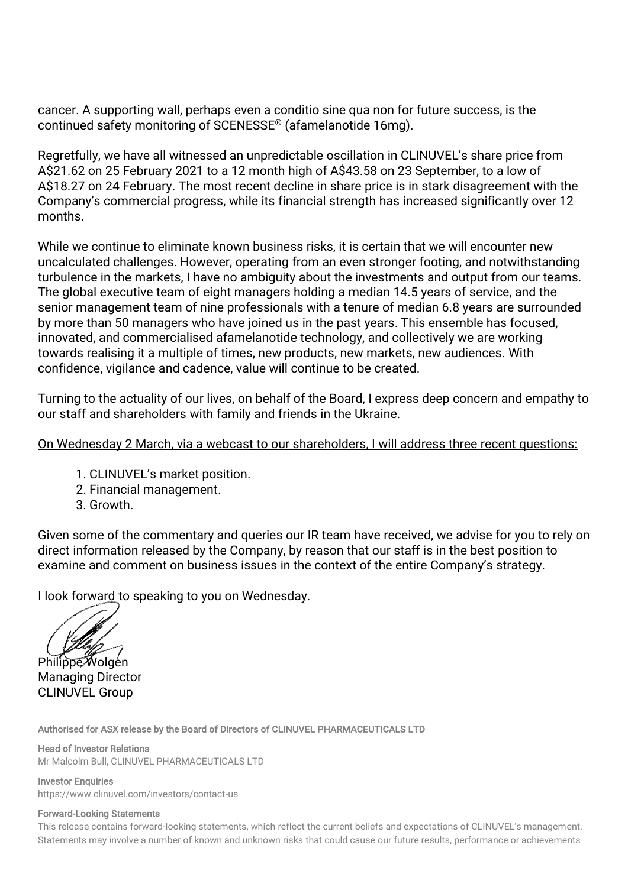cancer. A supporting wall, perhaps even a conditio sine qua non for future success, is the continued safety monitoring of SCENESSE® (afamelanotide 16mg).

Regretfully, we have all witnessed an unpredictable oscillation in CLINUVEL's share price from A$21.62 on 25 February 2021 to a 12 month high of A$43.58 on 23 September, to a low of A$18.27 on 24 February. The most recent decline in share price is in stark disagreement with the Company's commercial progress, while its financial strength has increased significantly over 12 months.

While we continue to eliminate known business risks, it is certain that we will encounter new uncalculated challenges. However, operating from an even stronger footing, and notwithstanding turbulence in the markets, I have no ambiguity about the investments and output from our teams. The global executive team of eight managers holding a median 14.5 years of service, and the senior management team of nine professionals with a tenure of median 6.8 years are surrounded by more than 50 managers who have joined us in the past years. This ensemble has focused, innovated, and commercialised afamelanotide technology, and collectively we are working towards realising it a multiple of times, new products, new markets, new audiences. With confidence, vigilance and cadence, value will continue to be created.

Turning to the actuality of our lives, on behalf of the Board, I express deep concern and empathy to our staff and shareholders with family and friends in the Ukraine.

<u>On Wednesday 2 March, via a webcast to our shareholders, I will address three recent questions:</u>

1. CLINUVEL's market position.
2. Financial management.
3. Growth.

Given some of the commentary and queries our IR team have received, we advise for you to rely on direct information released by the Company, by reason that our staff is in the best position to examine and comment on business issues in the context of the entire Company's strategy.

I look forward to speaking to you on Wednesday.

Philippe Wolgen
Managing Director
CLINUVEL Group

**Authorised for ASX release by the Board of Directors of CLINUVEL PHARMACEUTICALS LTD**

**Head of Investor Relations**
Mr Malcolm Bull, CLINUVEL PHARMACEUTICALS LTD

**Investor Enquiries**
https://www.clinuvel.com/investors/contact-us

**Forward-Looking Statements**
This release contains forward-looking statements, which reflect the current beliefs and expectations of CLINUVEL's management. Statements may involve a number of known and unknown risks that could cause our future results, performance or achievements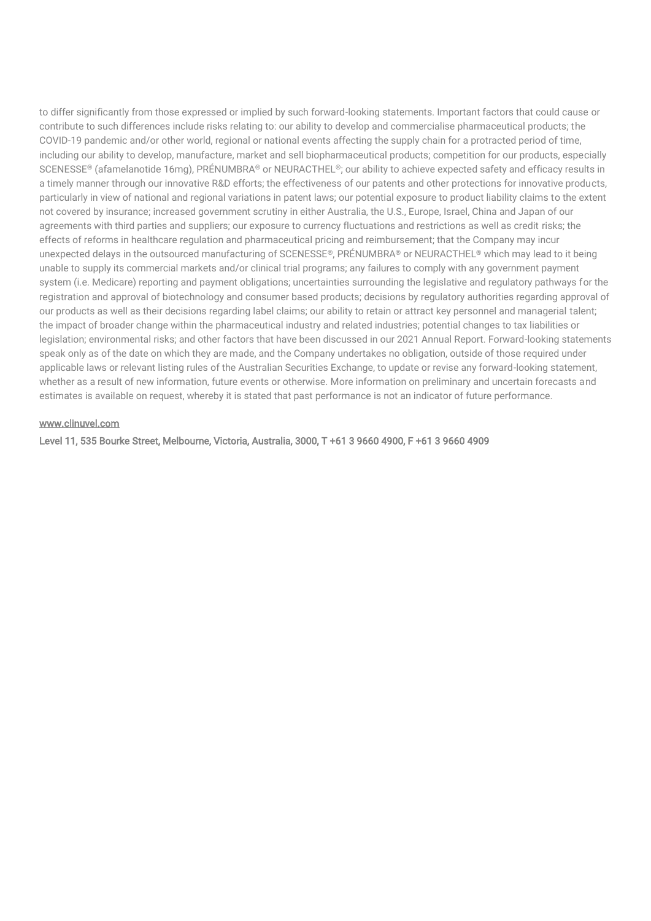to differ significantly from those expressed or implied by such forward-looking statements. Important factors that could cause or contribute to such differences include risks relating to: our ability to develop and commercialise pharmaceutical products; the COVID-19 pandemic and/or other world, regional or national events affecting the supply chain for a protracted period of time, including our ability to develop, manufacture, market and sell biopharmaceutical products; competition for our products, especially SCENESSE® (afamelanotide 16mg), PRÉNUMBRA® or NEURACTHEL®; our ability to achieve expected safety and efficacy results in a timely manner through our innovative R&D efforts; the effectiveness of our patents and other protections for innovative products, particularly in view of national and regional variations in patent laws; our potential exposure to product liability claims to the extent not covered by insurance; increased government scrutiny in either Australia, the U.S., Europe, Israel, China and Japan of our agreements with third parties and suppliers; our exposure to currency fluctuations and restrictions as well as credit risks; the effects of reforms in healthcare regulation and pharmaceutical pricing and reimbursement; that the Company may incur unexpected delays in the outsourced manufacturing of SCENESSE®, PRÉNUMBRA® or NEURACTHEL® which may lead to it being unable to supply its commercial markets and/or clinical trial programs; any failures to comply with any government payment system (i.e. Medicare) reporting and payment obligations; uncertainties surrounding the legislative and regulatory pathways for the registration and approval of biotechnology and consumer based products; decisions by regulatory authorities regarding approval of our products as well as their decisions regarding label claims; our ability to retain or attract key personnel and managerial talent; the impact of broader change within the pharmaceutical industry and related industries; potential changes to tax liabilities or legislation; environmental risks; and other factors that have been discussed in our 2021 Annual Report. Forward-looking statements speak only as of the date on which they are made, and the Company undertakes no obligation, outside of those required under applicable laws or relevant listing rules of the Australian Securities Exchange, to update or revise any forward-looking statement, whether as a result of new information, future events or otherwise. More information on preliminary and uncertain forecasts and estimates is available on request, whereby it is stated that past performance is not an indicator of future performance.

www.clinuvel.com

**Level 11, 535 Bourke Street, Melbourne, Victoria, Australia, 3000, T +61 3 9660 4900, F +61 3 9660 4909**